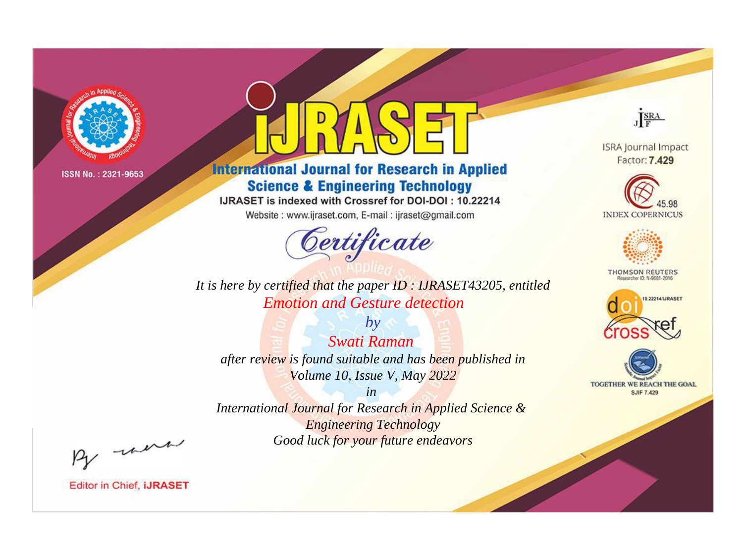ISSN No. : 2321-9653

# iJRASET

## International Journal for Research in Applied Science & Engineering Technology

IJRASET is indexed with Crossref for DOI-DOI : 10.22214

Website : www.ijraset.com, E-mail : ijraset@gmail.com

ISRA Journal Impact Factor: **7.429**

45.98 INDEX COPERNICUS

THOMSON REUTERS Researcher ID: N-9681-2016

10.22214/IJRASET

TOGETHER WE REACH THE GOAL SJIF 7.429

*Certificate*

*It is here by certified that the paper ID : IJRASET43205, entitled*

*Emotion and Gesture detection*

*by*

*Swati Raman*

*after review is found suitable and has been published in*

*Volume 10, Issue V, May 2022*

*in*

*International Journal for Research in Applied Science & Engineering Technology*

*Good luck for your future endeavors*

Editor in Chief, **iJRASET**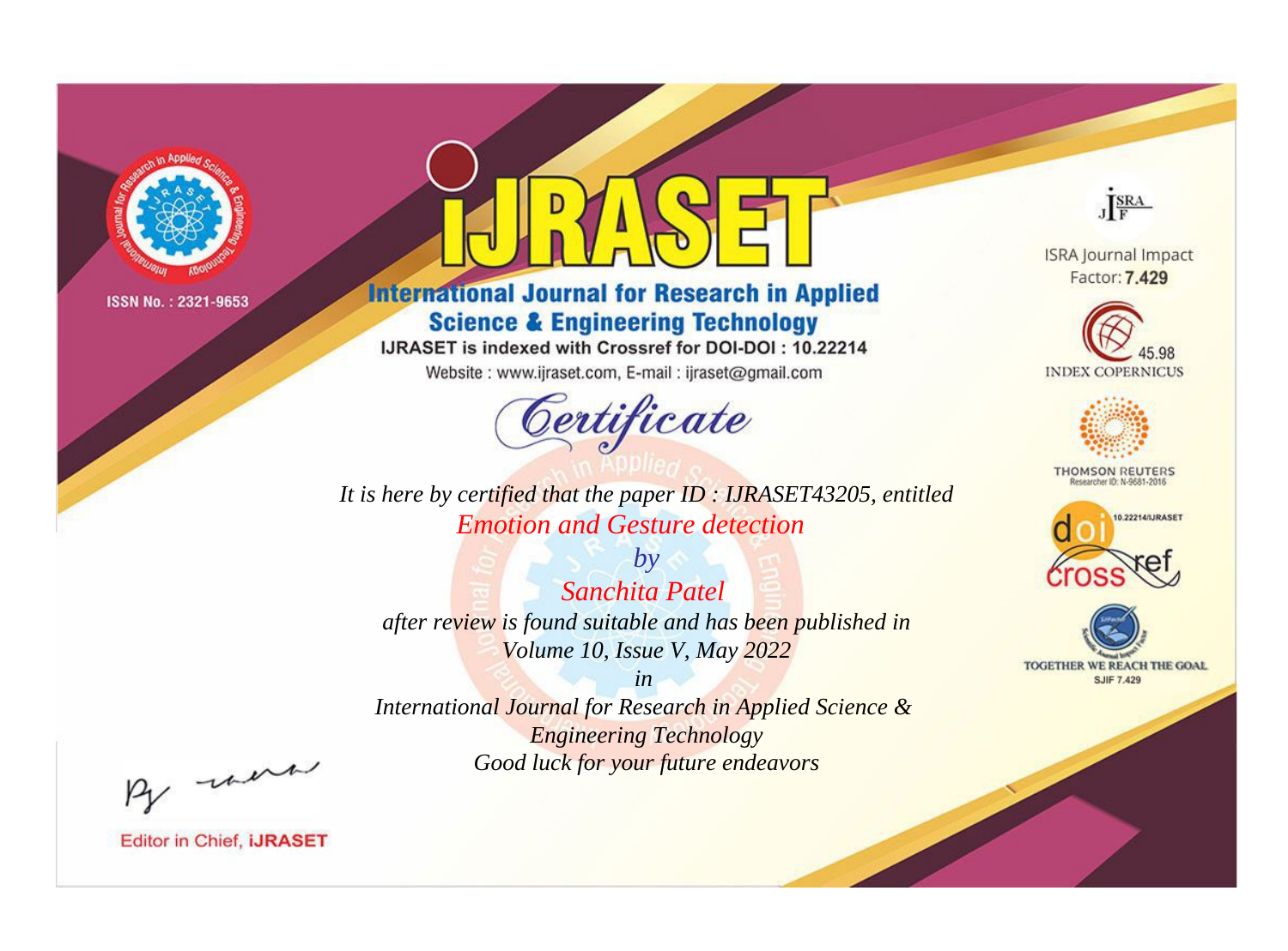ISSN No. : 2321-9653

# iJRASET

## International Journal for Research in Applied Science & Engineering Technology

IJRASET is indexed with Crossref for DOI-DOI : 10.22214

Website : www.ijraset.com, E-mail : ijraset@gmail.com

ISRA Journal Impact Factor: **7.429**

45.98 INDEX COPERNICUS

THOMSON REUTERS Researcher ID: N-9681-2016

10.22214/IJRASET

TOGETHER WE REACH THE GOAL SJIF 7.429

# Certificate

*It is here by certified that the paper ID : IJRASET43205, entitled*

*Emotion and Gesture detection*

*by*

*Sanchita Patel*

*after review is found suitable and has been published in*

*Volume 10, Issue V, May 2022*

*in*

*International Journal for Research in Applied Science & Engineering Technology*

*Good luck for your future endeavors*

Editor in Chief, **iJRASET**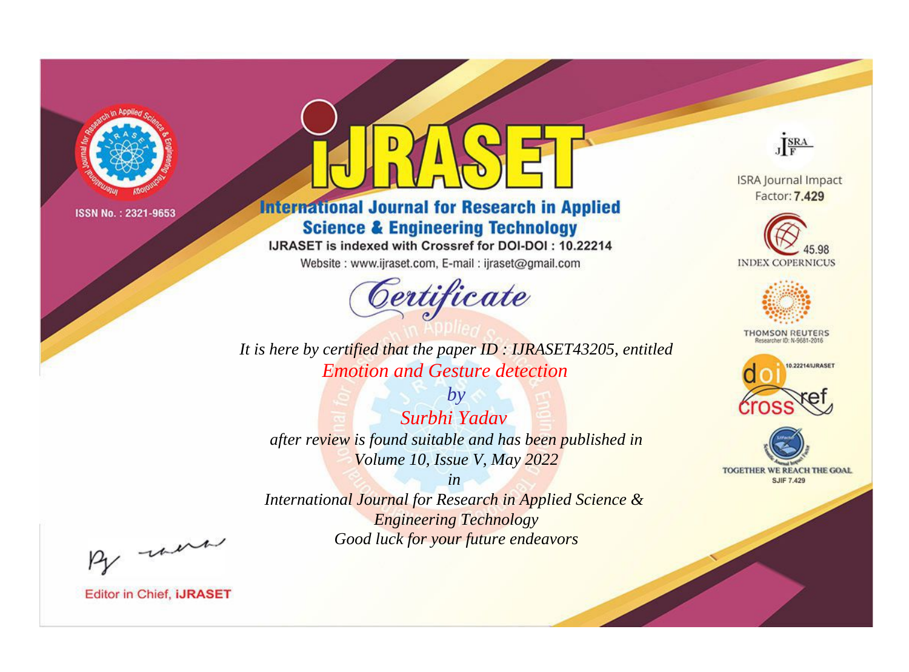ISSN No. : 2321-9653

# IJRASET

## International Journal for Research in Applied Science & Engineering Technology

IJRASET is indexed with Crossref for DOI-DOI : 10.22214

Website : www.ijraset.com, E-mail : ijraset@gmail.com

*Certificate*

*It is here by certified that the paper ID : IJRASET43205, entitled*

*Emotion and Gesture detection*

*by*

*Surbhi Yadav*

*after review is found suitable and has been published in*

*Volume 10, Issue V, May 2022*

*in*

*International Journal for Research in Applied Science & Engineering Technology*

*Good luck for your future endeavors*

ISRA Journal Impact Factor: **7.429**

45.98 INDEX COPERNICUS

THOMSON REUTERS Researcher ID: N-9681-2016

10.22214/IJRASET

TOGETHER WE REACH THE GOAL SJIF 7.429

Editor in Chief, **iJRASET**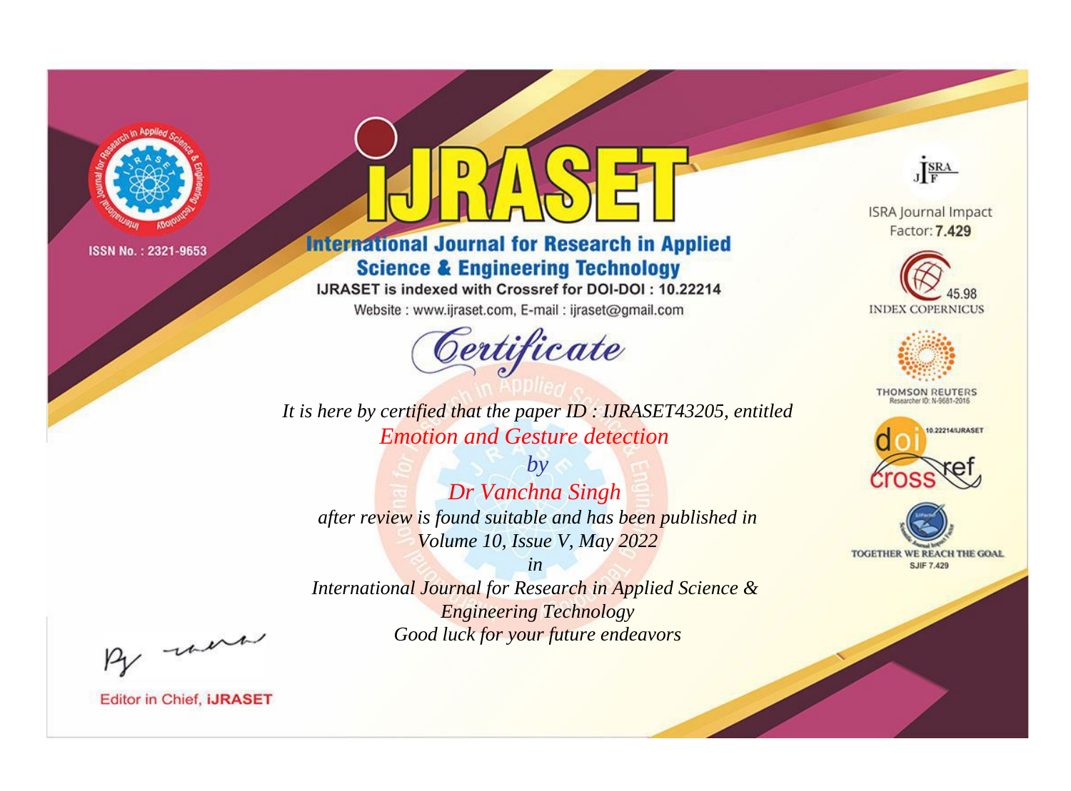ISSN No. : 2321-9653

# IJRASET

## International Journal for Research in Applied Science & Engineering Technology

IJRASET is indexed with Crossref for DOI-DOI : 10.22214

Website : www.ijraset.com, E-mail : ijraset@gmail.com

ISRA Journal Impact Factor: **7.429**

45.98 INDEX COPERNICUS

THOMSON REUTERS

Researcher ID: N-9681-2016

10.22214/IJRASET

TOGETHER WE REACH THE GOAL

SJIF 7.429

## *Certificate*

*It is here by certified that the paper ID : IJRASET43205, entitled*

*Emotion and Gesture detection*

*by*

*Dr Vanchna Singh*

*after review is found suitable and has been published in*

*Volume 10, Issue V, May 2022*

*in*

*International Journal for Research in Applied Science & Engineering Technology*

*Good luck for your future endeavors*

Editor in Chief, **iJRASET**